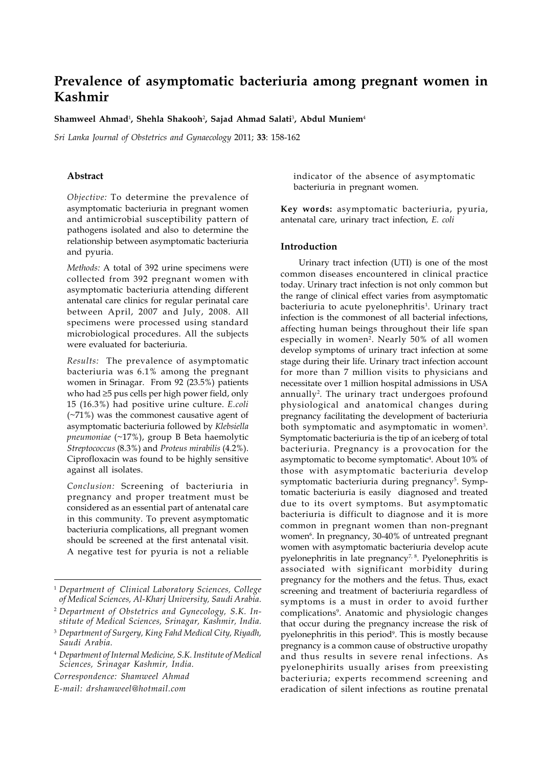# Prevalence of asymptomatic bacteriuria among pregnant women in Kashmir

**Shamweel Ahmad[1], Shehla Shakooh[2], Sajad Ahmad Salati[3], Abdul Muniem[4]**

*Sri Lanka Journal of Obstetrics and Gynaecology* 2011; **33**: 158-162

## Abstract

*Objective:* To determine the prevalence of asymptomatic bacteriuria in pregnant women and antimicrobial susceptibility pattern of pathogens isolated and also to determine the relationship between asymptomatic bacteriuria and pyuria.

*Methods:* A total of 392 urine specimens were collected from 392 pregnant women with asymptomatic bacteriuria attending different antenatal care clinics for regular perinatal care between April, 2007 and July, 2008. All specimens were processed using standard microbiological procedures. All the subjects were evaluated for bacteriuria.

*Results:* The prevalence of asymptomatic bacteriuria was 6.1% among the pregnant women in Srinagar. From 92 (23.5%) patients who had ≥5 pus cells per high power field, only 15 (16.3%) had positive urine culture. *E.coli* (~71%) was the commonest causative agent of asymptomatic bacteriuria followed by *Klebsiella pneumoniae* (~17%), group B Beta haemolytic *Streptococcus* (8.3%) and *Proteus mirabilis* (4.2%). Ciprofloxacin was found to be highly sensitive against all isolates.

*Conclusion:* Screening of bacteriuria in pregnancy and proper treatment must be considered as an essential part of antenatal care in this community. To prevent asymptomatic bacteriuria complications, all pregnant women should be screened at the first antenatal visit. A negative test for pyuria is not a reliable indicator of the absence of asymptomatic bacteriuria in pregnant women.

**Key words:** asymptomatic bacteriuria, pyuria, antenatal care, urinary tract infection, *E. coli*

[1] *Department of Clinical Laboratory Sciences, College of Medical Sciences, Al-Kharj University, Saudi Arabia.*

[2] *Department of Obstetrics and Gynecology, S.K. Institute of Medical Sciences, Srinagar, Kashmir, India.*

[3] *Department of Surgery, King Fahd Medical City, Riyadh, Saudi Arabia.*

[4] *Department of Internal Medicine, S.K. Institute of Medical Sciences, Srinagar Kashmir, India.*

*Correspondence: Shamweel Ahmad*

*E-mail: drshamweel@hotmail.com*

## Introduction

Urinary tract infection (UTI) is one of the most common diseases encountered in clinical practice today. Urinary tract infection is not only common but the range of clinical effect varies from asymptomatic bacteriuria to acute pyelonephritis[1]. Urinary tract infection is the commonest of all bacterial infections, affecting human beings throughout their life span especially in women[2]. Nearly 50% of all women develop symptoms of urinary tract infection at some stage during their life. Urinary tract infection account for more than 7 million visits to physicians and necessitate over 1 million hospital admissions in USA annually[2]. The urinary tract undergoes profound physiological and anatomical changes during pregnancy facilitating the development of bacteriuria both symptomatic and asymptomatic in women[3]. Symptomatic bacteriuria is the tip of an iceberg of total bacteriuria. Pregnancy is a provocation for the asymptomatic to become symptomatic[4]. About 10% of those with asymptomatic bacteriuria develop symptomatic bacteriuria during pregnancy[5]. Symptomatic bacteriuria is easily diagnosed and treated due to its overt symptoms. But asymptomatic bacteriuria is difficult to diagnose and it is more common in pregnant women than non-pregnant women[6]. In pregnancy, 30-40% of untreated pregnant women with asymptomatic bacteriuria develop acute pyelonephritis in late pregnancy[7, 8]. Pyelonephritis is associated with significant morbidity during pregnancy for the mothers and the fetus. Thus, exact screening and treatment of bacteriuria regardless of symptoms is a must in order to avoid further complications[9]. Anatomic and physiologic changes that occur during the pregnancy increase the risk of pyelonephritis in this period[9]. This is mostly because pregnancy is a common cause of obstructive uropathy and thus results in severe renal infections. As pyelonephirits usually arises from preexisting bacteriuria; experts recommend screening and eradication of silent infections as routine prenatal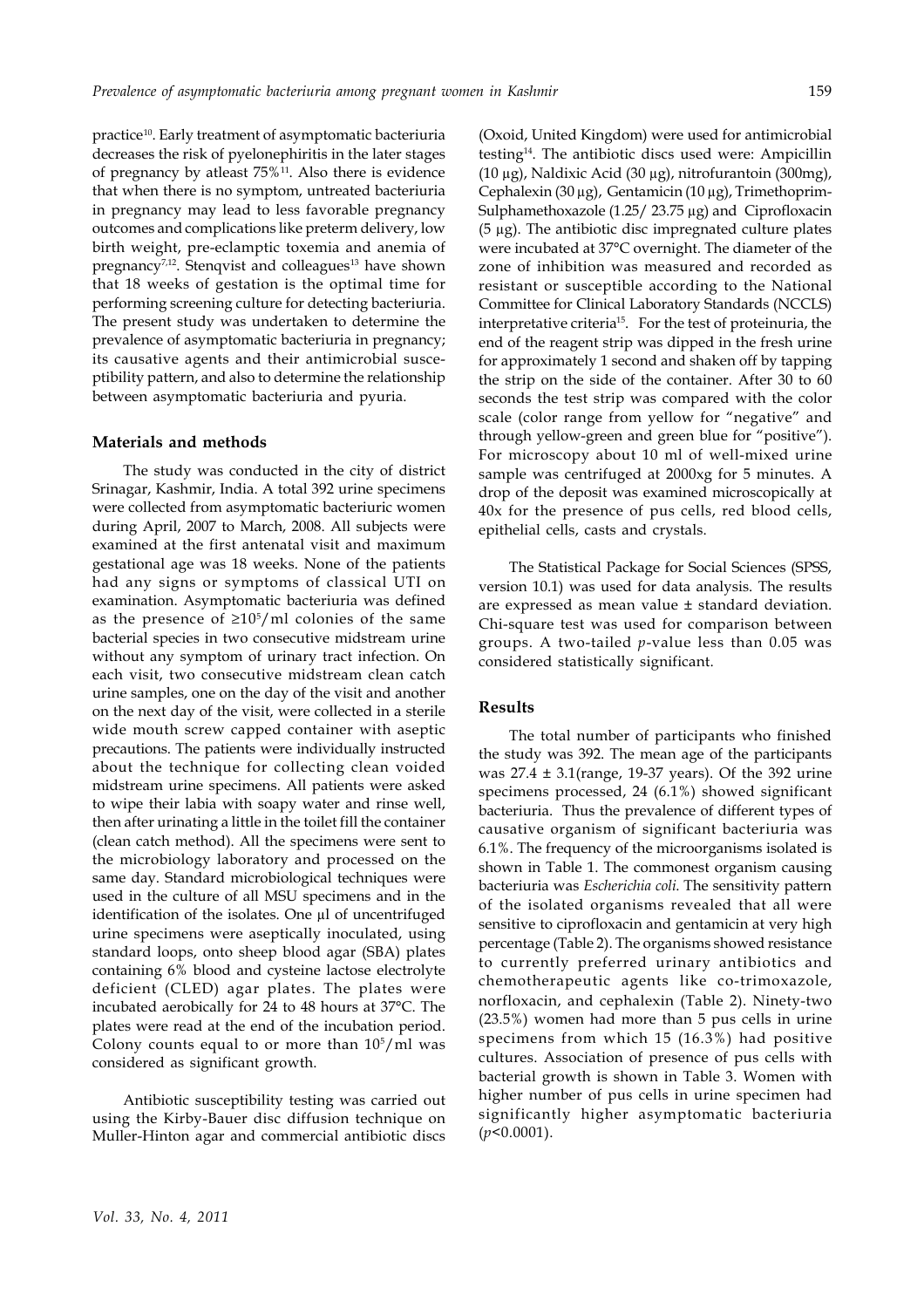practice[10]. Early treatment of asymptomatic bacteriuria decreases the risk of pyelonephiritis in the later stages of pregnancy by atleast 75%[11]. Also there is evidence that when there is no symptom, untreated bacteriuria in pregnancy may lead to less favorable pregnancy outcomes and complications like preterm delivery, low birth weight, pre-eclamptic toxemia and anemia of pregnancy[7,12]. Stenqvist and colleagues[13] have shown that 18 weeks of gestation is the optimal time for performing screening culture for detecting bacteriuria. The present study was undertaken to determine the prevalence of asymptomatic bacteriuria in pregnancy; its causative agents and their antimicrobial susceptibility pattern, and also to determine the relationship between asymptomatic bacteriuria and pyuria.

## Materials and methods

The study was conducted in the city of district Srinagar, Kashmir, India. A total 392 urine specimens were collected from asymptomatic bacteriuric women during April, 2007 to March, 2008. All subjects were examined at the first antenatal visit and maximum gestational age was 18 weeks. None of the patients had any signs or symptoms of classical UTI on examination. Asymptomatic bacteriuria was defined as the presence of $\geq 10^5$/ml colonies of the same bacterial species in two consecutive midstream urine without any symptom of urinary tract infection. On each visit, two consecutive midstream clean catch urine samples, one on the day of the visit and another on the next day of the visit, were collected in a sterile wide mouth screw capped container with aseptic precautions. The patients were individually instructed about the technique for collecting clean voided midstream urine specimens. All patients were asked to wipe their labia with soapy water and rinse well, then after urinating a little in the toilet fill the container (clean catch method). All the specimens were sent to the microbiology laboratory and processed on the same day. Standard microbiological techniques were used in the culture of all MSU specimens and in the identification of the isolates. One µl of uncentrifuged urine specimens were aseptically inoculated, using standard loops, onto sheep blood agar (SBA) plates containing 6% blood and cysteine lactose electrolyte deficient (CLED) agar plates. The plates were incubated aerobically for 24 to 48 hours at 37°C. The plates were read at the end of the incubation period. Colony counts equal to or more than $10^5$/ml was considered as significant growth.

Antibiotic susceptibility testing was carried out using the Kirby-Bauer disc diffusion technique on Muller-Hinton agar and commercial antibiotic discs (Oxoid, United Kingdom) were used for antimicrobial testing[14]. The antibiotic discs used were: Ampicillin (10 µg), Naldixic Acid (30 µg), nitrofurantoin (300mg), Cephalexin (30 µg), Gentamicin (10 µg), Trimethoprim-Sulphamethoxazole (1.25/ 23.75 µg) and Ciprofloxacin (5 µg). The antibiotic disc impregnated culture plates were incubated at 37°C overnight. The diameter of the zone of inhibition was measured and recorded as resistant or susceptible according to the National Committee for Clinical Laboratory Standards (NCCLS) interpretative criteria[15]. For the test of proteinuria, the end of the reagent strip was dipped in the fresh urine for approximately 1 second and shaken off by tapping the strip on the side of the container. After 30 to 60 seconds the test strip was compared with the color scale (color range from yellow for "negative" and through yellow-green and green blue for "positive"). For microscopy about 10 ml of well-mixed urine sample was centrifuged at 2000xg for 5 minutes. A drop of the deposit was examined microscopically at 40x for the presence of pus cells, red blood cells, epithelial cells, casts and crystals.

The Statistical Package for Social Sciences (SPSS, version 10.1) was used for data analysis. The results are expressed as mean value ± standard deviation. Chi-square test was used for comparison between groups. A two-tailed $p$-value less than 0.05 was considered statistically significant.

## Results

The total number of participants who finished the study was 392. The mean age of the participants was 27.4 ± 3.1(range, 19-37 years). Of the 392 urine specimens processed, 24 (6.1%) showed significant bacteriuria. Thus the prevalence of different types of causative organism of significant bacteriuria was 6.1%. The frequency of the microorganisms isolated is shown in Table 1. The commonest organism causing bacteriuria was *Escherichia coli*. The sensitivity pattern of the isolated organisms revealed that all were sensitive to ciprofloxacin and gentamicin at very high percentage (Table 2). The organisms showed resistance to currently preferred urinary antibiotics and chemotherapeutic agents like co-trimoxazole, norfloxacin, and cephalexin (Table 2). Ninety-two (23.5%) women had more than 5 pus cells in urine specimens from which 15 (16.3%) had positive cultures. Association of presence of pus cells with bacterial growth is shown in Table 3. Women with higher number of pus cells in urine specimen had significantly higher asymptomatic bacteriuria ($p$<0.0001).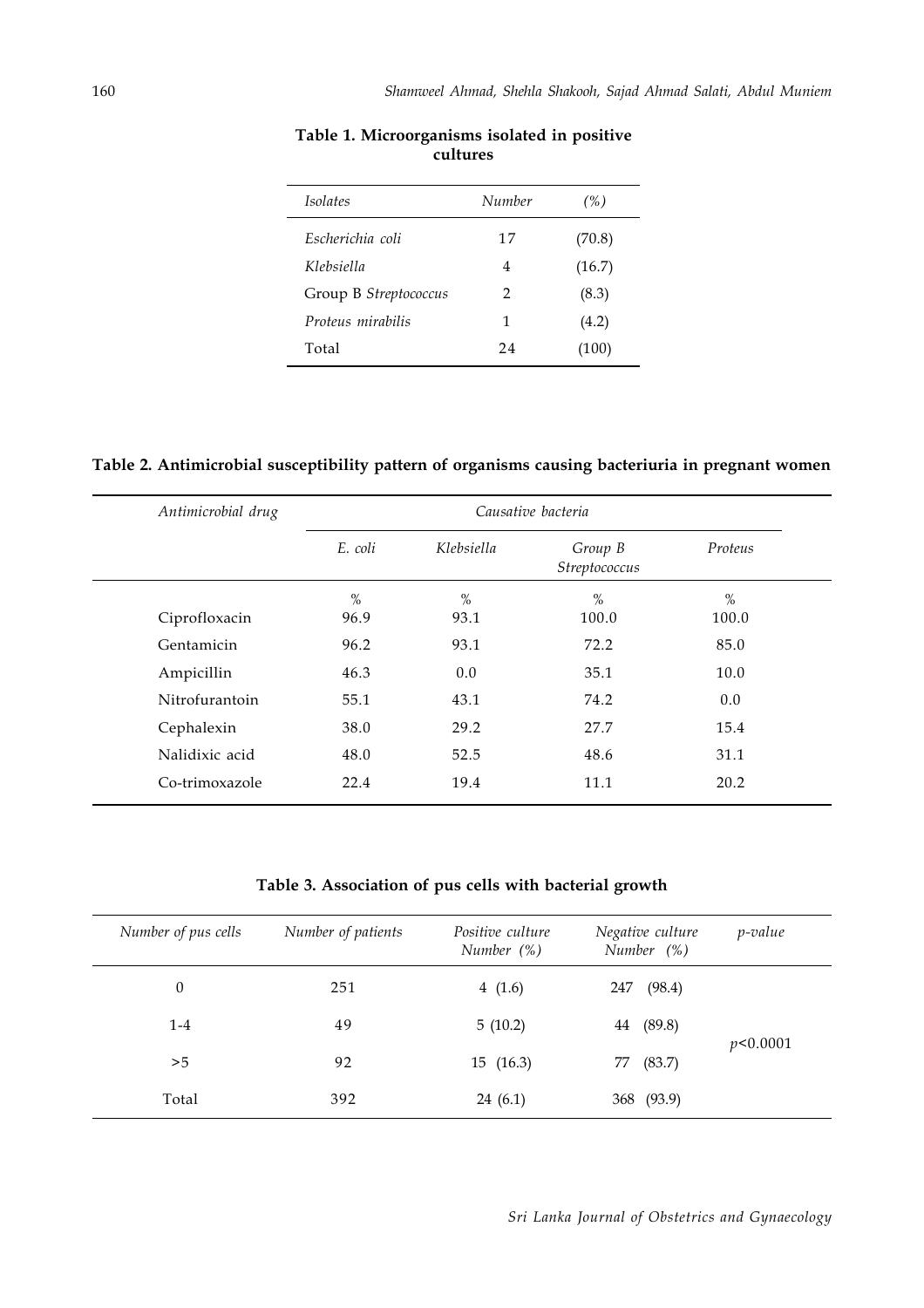**Table 1. Microorganisms isolated in positive cultures**

| *Isolates* | *Number* | *(%)* |
|---|---|---|
| *Escherichia coli* | 17 | (70.8) |
| *Klebsiella* | 4 | (16.7) |
| Group B *Streptococcus* | 2 | (8.3) |
| *Proteus mirabilis* | 1 | (4.2) |
| Total | 24 | (100) |

**Table 2. Antimicrobial susceptibility pattern of organisms causing bacteriuria in pregnant women**

| *Antimicrobial drug* | *Causative bacteria* | | | |
|---|---|---|---|---|
| | *E. coli* | *Klebsiella* | *Group B Streptococcus* | *Proteus* |
| | % | % | % | % |
| Ciprofloxacin | 96.9 | 93.1 | 100.0 | 100.0 |
| Gentamicin | 96.2 | 93.1 | 72.2 | 85.0 |
| Ampicillin | 46.3 | 0.0 | 35.1 | 10.0 |
| Nitrofurantoin | 55.1 | 43.1 | 74.2 | 0.0 |
| Cephalexin | 38.0 | 29.2 | 27.7 | 15.4 |
| Nalidixic acid | 48.0 | 52.5 | 48.6 | 31.1 |
| Co-trimoxazole | 22.4 | 19.4 | 11.1 | 20.2 |

**Table 3. Association of pus cells with bacterial growth**

| *Number of pus cells* | *Number of patients* | *Positive culture Number (%)* | *Negative culture Number (%)* | *p-value* |
|---|---|---|---|---|
| 0 | 251 | 4 (1.6) | 247 (98.4) | |
| 1-4 | 49 | 5 (10.2) | 44 (89.8) | $p<0.0001$ |
| >5 | 92 | 15 (16.3) | 77 (83.7) | |
| Total | 392 | 24 (6.1) | 368 (93.9) | |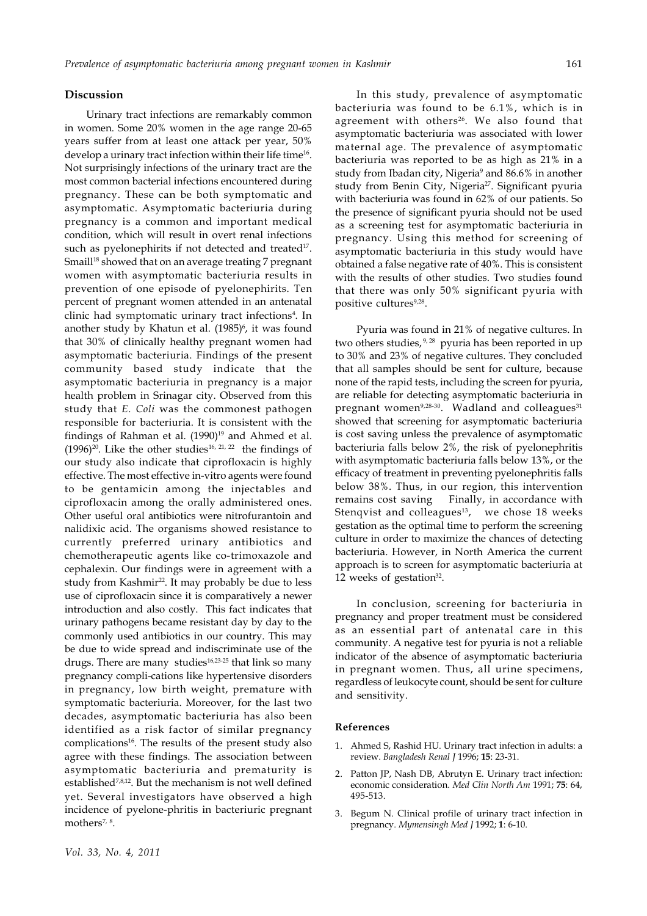## Discussion

Urinary tract infections are remarkably common in women. Some 20% women in the age range 20-65 years suffer from at least one attack per year, 50% develop a urinary tract infection within their life time[16]. Not surprisingly infections of the urinary tract are the most common bacterial infections encountered during pregnancy. These can be both symptomatic and asymptomatic. Asymptomatic bacteriuria during pregnancy is a common and important medical condition, which will result in overt renal infections such as pyelonephirits if not detected and treated[17]. Smaill[18] showed that on an average treating 7 pregnant women with asymptomatic bacteriuria results in prevention of one episode of pyelonephirits. Ten percent of pregnant women attended in an antenatal clinic had symptomatic urinary tract infections[4]. In another study by Khatun et al. (1985)[6], it was found that 30% of clinically healthy pregnant women had asymptomatic bacteriuria. Findings of the present community based study indicate that the asymptomatic bacteriuria in pregnancy is a major health problem in Srinagar city. Observed from this study that *E. Coli* was the commonest pathogen responsible for bacteriuria. It is consistent with the findings of Rahman et al. (1990)[19] and Ahmed et al. (1996)[20]. Like the other studies[16, 21, 22] the findings of our study also indicate that ciprofloxacin is highly effective. The most effective in-vitro agents were found to be gentamicin among the injectables and ciprofloxacin among the orally administered ones. Other useful oral antibiotics were nitrofurantoin and nalidixic acid. The organisms showed resistance to currently preferred urinary antibiotics and chemotherapeutic agents like co-trimoxazole and cephalexin. Our findings were in agreement with a study from Kashmir[22]. It may probably be due to less use of ciprofloxacin since it is comparatively a newer introduction and also costly. This fact indicates that urinary pathogens became resistant day by day to the commonly used antibiotics in our country. This may be due to wide spread and indiscriminate use of the drugs. There are many studies[16,23-25] that link so many pregnancy compli-cations like hypertensive disorders in pregnancy, low birth weight, premature with symptomatic bacteriuria. Moreover, for the last two decades, asymptomatic bacteriuria has also been identified as a risk factor of similar pregnancy complications[16]. The results of the present study also agree with these findings. The association between asymptomatic bacteriuria and prematurity is established[7,8,12]. But the mechanism is not well defined yet. Several investigators have observed a high incidence of pyelone-phritis in bacteriuric pregnant mothers[7, 8].

In this study, prevalence of asymptomatic bacteriuria was found to be 6.1%, which is in agreement with others[26]. We also found that asymptomatic bacteriuria was associated with lower maternal age. The prevalence of asymptomatic bacteriuria was reported to be as high as 21% in a study from Ibadan city, Nigeria[9] and 86.6% in another study from Benin City, Nigeria[27]. Significant pyuria with bacteriuria was found in 62% of our patients. So the presence of significant pyuria should not be used as a screening test for asymptomatic bacteriuria in pregnancy. Using this method for screening of asymptomatic bacteriuria in this study would have obtained a false negative rate of 40%. This is consistent with the results of other studies. Two studies found that there was only 50% significant pyuria with positive cultures[9,28].

Pyuria was found in 21% of negative cultures. In two others studies,[9, 28] pyuria has been reported in up to 30% and 23% of negative cultures. They concluded that all samples should be sent for culture, because none of the rapid tests, including the screen for pyuria, are reliable for detecting asymptomatic bacteriuria in pregnant women[9,28-30]. Wadland and colleagues[31] showed that screening for asymptomatic bacteriuria is cost saving unless the prevalence of asymptomatic bacteriuria falls below 2%, the risk of pyelonephritis with asymptomatic bacteriuria falls below 13%, or the efficacy of treatment in preventing pyelonephritis falls below 38%. Thus, in our region, this intervention remains cost saving Finally, in accordance with Stenqvist and colleagues[13], we chose 18 weeks gestation as the optimal time to perform the screening culture in order to maximize the chances of detecting bacteriuria. However, in North America the current approach is to screen for asymptomatic bacteriuria at 12 weeks of gestation[32].

In conclusion, screening for bacteriuria in pregnancy and proper treatment must be considered as an essential part of antenatal care in this community. A negative test for pyuria is not a reliable indicator of the absence of asymptomatic bacteriuria in pregnant women. Thus, all urine specimens, regardless of leukocyte count, should be sent for culture and sensitivity.

## References

1. Ahmed S, Rashid HU. Urinary tract infection in adults: a review. *Bangladesh Renal J* 1996; **15**: 23-31.
2. Patton JP, Nash DB, Abrutyn E. Urinary tract infection: economic consideration. *Med Clin North Am* 1991; **75**: 64, 495-513.
3. Begum N. Clinical profile of urinary tract infection in pregnancy. *Mymensingh Med J* 1992; **1**: 6-10.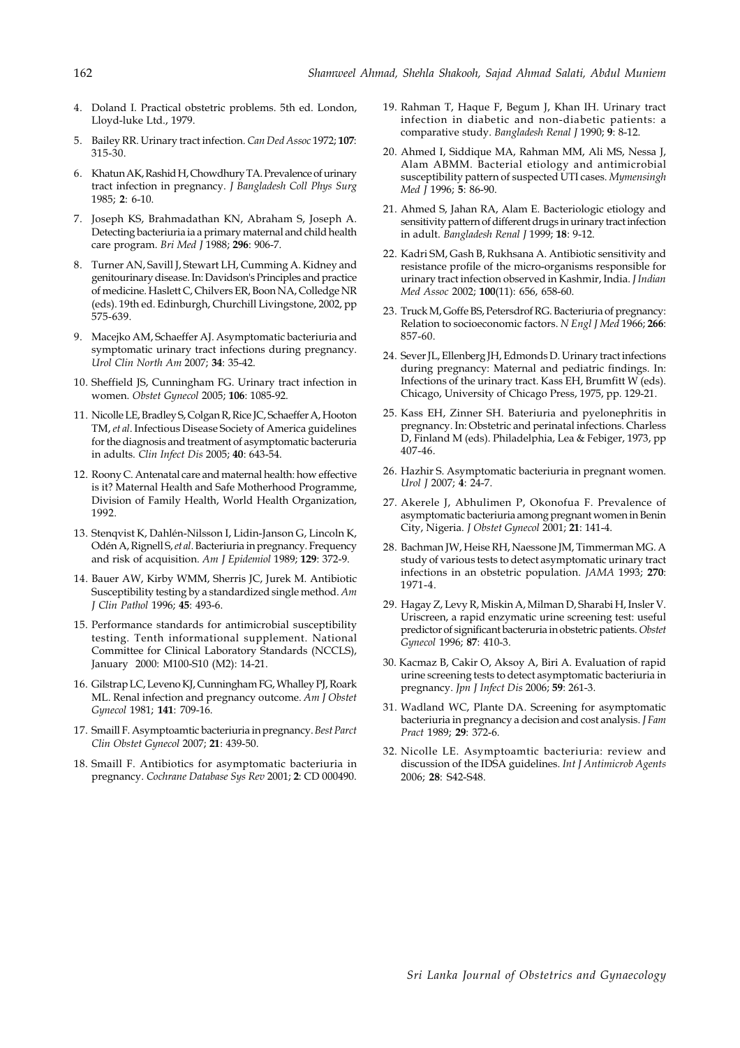4. Doland I. Practical obstetric problems. 5th ed. London, Lloyd-luke Ltd., 1979.

5. Bailey RR. Urinary tract infection. *Can Ded Assoc* 1972; **107**: 315-30.

6. Khatun AK, Rashid H, Chowdhury TA. Prevalence of urinary tract infection in pregnancy. *J Bangladesh Coll Phys Surg* 1985; **2**: 6-10.

7. Joseph KS, Brahmadathan KN, Abraham S, Joseph A. Detecting bacteriuria ia a primary maternal and child health care program. *Bri Med J* 1988; **296**: 906-7.

8. Turner AN, Savill J, Stewart LH, Cumming A. Kidney and genitourinary disease. In: Davidson's Principles and practice of medicine. Haslett C, Chilvers ER, Boon NA, Colledge NR (eds). 19th ed. Edinburgh, Churchill Livingstone, 2002, pp 575-639.

9. Macejko AM, Schaeffer AJ. Asymptomatic bacteriuria and symptomatic urinary tract infections during pregnancy. *Urol Clin North Am* 2007; **34**: 35-42.

10. Sheffield JS, Cunningham FG. Urinary tract infection in women. *Obstet Gynecol* 2005; **106**: 1085-92.

11. Nicolle LE, Bradley S, Colgan R, Rice JC, Schaeffer A, Hooton TM, *et al*. Infectious Disease Society of America guidelines for the diagnosis and treatment of asymptomatic bacteruria in adults. *Clin Infect Dis* 2005; **40**: 643-54.

12. Roony C. Antenatal care and maternal health: how effective is it? Maternal Health and Safe Motherhood Programme, Division of Family Health, World Health Organization, 1992.

13. Stenqvist K, Dahlén-Nilsson I, Lidin-Janson G, Lincoln K, Odén A, Rignell S, *et al*. Bacteriuria in pregnancy. Frequency and risk of acquisition. *Am J Epidemiol* 1989; **129**: 372-9.

14. Bauer AW, Kirby WMM, Sherris JC, Jurek M. Antibiotic Susceptibility testing by a standardized single method. *Am J Clin Pathol* 1996; **45**: 493-6.

15. Performance standards for antimicrobial susceptibility testing. Tenth informational supplement. National Committee for Clinical Laboratory Standards (NCCLS), January 2000: M100-S10 (M2): 14-21.

16. Gilstrap LC, Leveno KJ, Cunningham FG, Whalley PJ, Roark ML. Renal infection and pregnancy outcome. *Am J Obstet Gynecol* 1981; **141**: 709-16.

17. Smaill F. Asymptoamtic bacteriuria in pregnancy. *Best Parct Clin Obstet Gynecol* 2007; **21**: 439-50.

18. Smaill F. Antibiotics for asymptomatic bacteriuria in pregnancy. *Cochrane Database Sys Rev* 2001; **2**: CD 000490.

19. Rahman T, Haque F, Begum J, Khan IH. Urinary tract infection in diabetic and non-diabetic patients: a comparative study. *Bangladesh Renal J* 1990; **9**: 8-12.

20. Ahmed I, Siddique MA, Rahman MM, Ali MS, Nessa J, Alam ABMM. Bacterial etiology and antimicrobial susceptibility pattern of suspected UTI cases. *Mymensingh Med J* 1996; **5**: 86-90.

21. Ahmed S, Jahan RA, Alam E. Bacteriologic etiology and sensitivity pattern of different drugs in urinary tract infection in adult. *Bangladesh Renal J* 1999; **18**: 9-12.

22. Kadri SM, Gash B, Rukhsana A. Antibiotic sensitivity and resistance profile of the micro-organisms responsible for urinary tract infection observed in Kashmir, India. *J Indian Med Assoc* 2002; **100**(11): 656, 658-60.

23. Truck M, Goffe BS, Petersdrof RG. Bacteriuria of pregnancy: Relation to socioeconomic factors. *N Engl J Med* 1966; **266**: 857-60.

24. Sever JL, Ellenberg JH, Edmonds D. Urinary tract infections during pregnancy: Maternal and pediatric findings. In: Infections of the urinary tract. Kass EH, Brumfitt W (eds). Chicago, University of Chicago Press, 1975, pp. 129-21.

25. Kass EH, Zinner SH. Bateriuria and pyelonephritis in pregnancy. In: Obstetric and perinatal infections. Charless D, Finland M (eds). Philadelphia, Lea & Febiger, 1973, pp 407-46.

26. Hazhir S. Asymptomatic bacteriuria in pregnant women. *Urol J* 2007; **4**: 24-7.

27. Akerele J, Abhulimen P, Okonofua F. Prevalence of asymptomatic bacteriuria among pregnant women in Benin City, Nigeria. *J Obstet Gynecol* 2001; **21**: 141-4.

28. Bachman JW, Heise RH, Naessone JM, Timmerman MG. A study of various tests to detect asymptomatic urinary tract infections in an obstetric population. *JAMA* 1993; **270**: 1971-4.

29. Hagay Z, Levy R, Miskin A, Milman D, Sharabi H, Insler V. Uriscreen, a rapid enzymatic urine screening test: useful predictor of significant bacteriuria in obstetric patients. *Obstet Gynecol* 1996; **87**: 410-3.

30. Kacmaz B, Cakir O, Aksoy A, Biri A. Evaluation of rapid urine screening tests to detect asymptomatic bacteriuria in pregnancy. *Jpn J Infect Dis* 2006; **59**: 261-3.

31. Wadland WC, Plante DA. Screening for asymptomatic bacteriuria in pregnancy a decision and cost analysis. *J Fam Pract* 1989; **29**: 372-6.

32. Nicolle LE. Asymptoamtic bacteriuria: review and discussion of the IDSA guidelines. *Int J Antimicrob Agents* 2006; **28**: S42-S48.